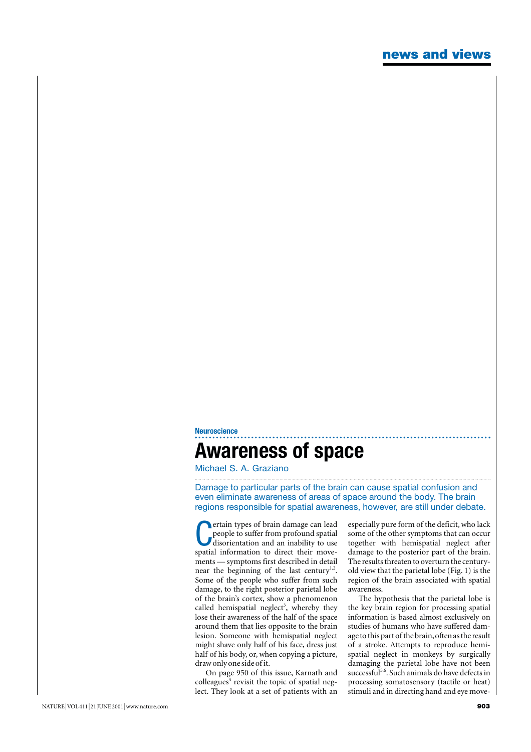Neuroscience

# Awareness of space

Michael S. A. Graziano

**Damage to particular parts of the brain can cause spatial confusion and even eliminate awareness of areas of space around the body. The brain regions responsible for spatial awareness, however, are still under debate.**

Certain types of brain damage can lead people to suffer from profound spatial disorientation and an inability to use spatial information to direct their movements — symptoms first described in detail near the beginning of the last century[1,2]. Some of the people who suffer from such damage, to the right posterior parietal lobe of the brain's cortex, show a phenomenon called hemispatial neglect[3], whereby they lose their awareness of the half of the space around them that lies opposite to the brain lesion. Someone with hemispatial neglect might shave only half of his face, dress just half of his body, or, when copying a picture, draw only one side of it.

On page 950 of this issue, Karnath and colleagues[4] revisit the topic of spatial neglect. They look at a set of patients with an especially pure form of the deficit, who lack some of the other symptoms that can occur together with hemispatial neglect after damage to the posterior part of the brain. The results threaten to overturn the century-old view that the parietal lobe (Fig. 1) is the region of the brain associated with spatial awareness.

The hypothesis that the parietal lobe is the key brain region for processing spatial information is based almost exclusively on studies of humans who have suffered damage to this part of the brain, often as the result of a stroke. Attempts to reproduce hemispatial neglect in monkeys by surgically damaging the parietal lobe have not been successful[5,6]. Such animals do have defects in processing somatosensory (tactile or heat) stimuli and in directing hand and eye move-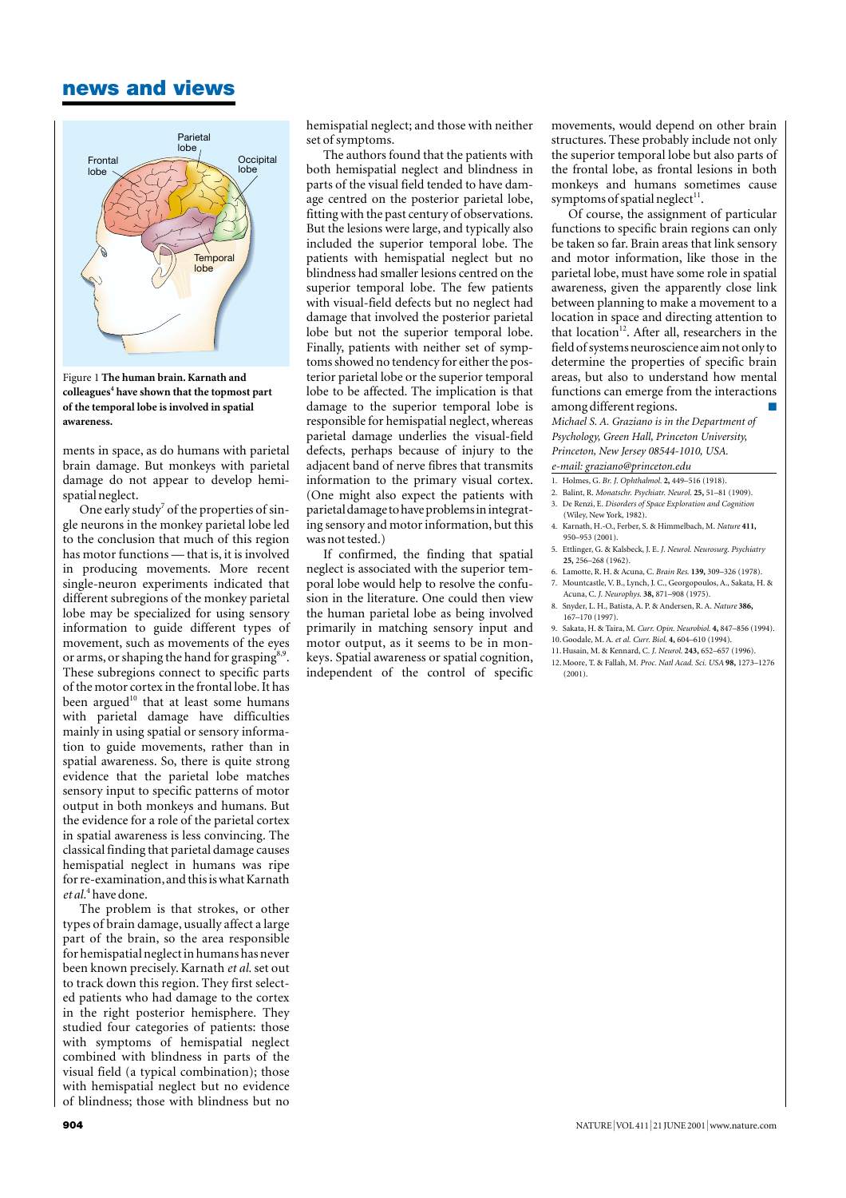Parietal lobe

Frontal lobe

Occipital lobe

Temporal lobe

Figure 1 **The human brain. Karnath and colleagues[4] have shown that the topmost part of the temporal lobe is involved in spatial awareness.**

ments in space, as do humans with parietal brain damage. But monkeys with parietal damage do not appear to develop hemispatial neglect.

One early study[7] of the properties of single neurons in the monkey parietal lobe led to the conclusion that much of this region has motor functions — that is, it is involved in producing movements. More recent single-neuron experiments indicated that different subregions of the monkey parietal lobe may be specialized for using sensory information to guide different types of movement, such as movements of the eyes or arms, or shaping the hand for grasping[8,9]. These subregions connect to specific parts of the motor cortex in the frontal lobe. It has been argued[10] that at least some humans with parietal damage have difficulties mainly in using spatial or sensory information to guide movements, rather than in spatial awareness. So, there is quite strong evidence that the parietal lobe matches sensory input to specific patterns of motor output in both monkeys and humans. But the evidence for a role of the parietal cortex in spatial awareness is less convincing. The classical finding that parietal damage causes hemispatial neglect in humans was ripe for re-examination, and this is what Karnath *et al.*[4] have done.

The problem is that strokes, or other types of brain damage, usually affect a large part of the brain, so the area responsible for hemispatial neglect in humans has never been known precisely. Karnath *et al.* set out to track down this region. They first selected patients who had damage to the cortex in the right posterior hemisphere. They studied four categories of patients: those with symptoms of hemispatial neglect combined with blindness in parts of the visual field (a typical combination); those with hemispatial neglect but no evidence of blindness; those with blindness but no hemispatial neglect; and those with neither set of symptoms.

The authors found that the patients with both hemispatial neglect and blindness in parts of the visual field tended to have damage centred on the posterior parietal lobe, fitting with the past century of observations. But the lesions were large, and typically also included the superior temporal lobe. The patients with hemispatial neglect but no blindness had smaller lesions centred on the superior temporal lobe. The few patients with visual-field defects but no neglect had damage that involved the posterior parietal lobe but not the superior temporal lobe. Finally, patients with neither set of symptoms showed no tendency for either the posterior parietal lobe or the superior temporal lobe to be affected. The implication is that damage to the superior temporal lobe is responsible for hemispatial neglect, whereas parietal damage underlies the visual-field defects, perhaps because of injury to the adjacent band of nerve fibres that transmits information to the primary visual cortex. (One might also expect the patients with parietal damage to have problems in integrating sensory and motor information, but this was not tested.)

If confirmed, the finding that spatial neglect is associated with the superior temporal lobe would help to resolve the confusion in the literature. One could then view the human parietal lobe as being involved primarily in matching sensory input and motor output, as it seems to be in monkeys. Spatial awareness or spatial cognition, independent of the control of specific movements, would depend on other brain structures. These probably include not only the superior temporal lobe but also parts of the frontal lobe, as frontal lesions in both monkeys and humans sometimes cause symptoms of spatial neglect[11].

Of course, the assignment of particular functions to specific brain regions can only be taken so far. Brain areas that link sensory and motor information, like those in the parietal lobe, must have some role in spatial awareness, given the apparently close link between planning to make a movement to a location in space and directing attention to that location[12]. After all, researchers in the field of systems neuroscience aim not only to determine the properties of specific brain areas, but also to understand how mental functions can emerge from the interactions among different regions. ■

*Michael S. A. Graziano is in the Department of Psychology, Green Hall, Princeton University, Princeton, New Jersey 08544-1010, USA.*
*e-mail: graziano@princeton.edu*

1. Holmes, G. *Br. J. Ophthalmol.* **2,** 449–516 (1918).
2. Balint, R. *Monatschr. Psychiatr. Neurol.* **25,** 51–81 (1909).
3. De Renzi, E. *Disorders of Space Exploration and Cognition* (Wiley, New York, 1982).
4. Karnath, H.-O., Ferber, S. & Himmelbach, M. *Nature* **411,** 950–953 (2001).
5. Ettlinger, G. & Kalsbeck, J. E. *J. Neurol. Neurosurg. Psychiatry* **25,** 256–268 (1962).
6. Lamotte, R. H. & Acuna, C. *Brain Res.* **139,** 309–326 (1978).
7. Mountcastle, V. B., Lynch, J. C., Georgopoulos, A., Sakata, H. & Acuna, C. *J. Neurophys.* **38,** 871–908 (1975).
8. Snyder, L. H., Batista, A. P. & Andersen, R. A. *Nature* **386,** 167–170 (1997).
9. Sakata, H. & Taira, M. *Curr. Opin. Neurobiol.* **4,** 847–856 (1994).
10. Goodale, M. A. *et al. Curr. Biol.* **4,** 604–610 (1994).
11. Husain, M. & Kennard, C. *J. Neurol.* **243,** 652–657 (1996).
12. Moore, T. & Fallah, M. *Proc. Natl Acad. Sci. USA* **98,** 1273–1276 (2001).